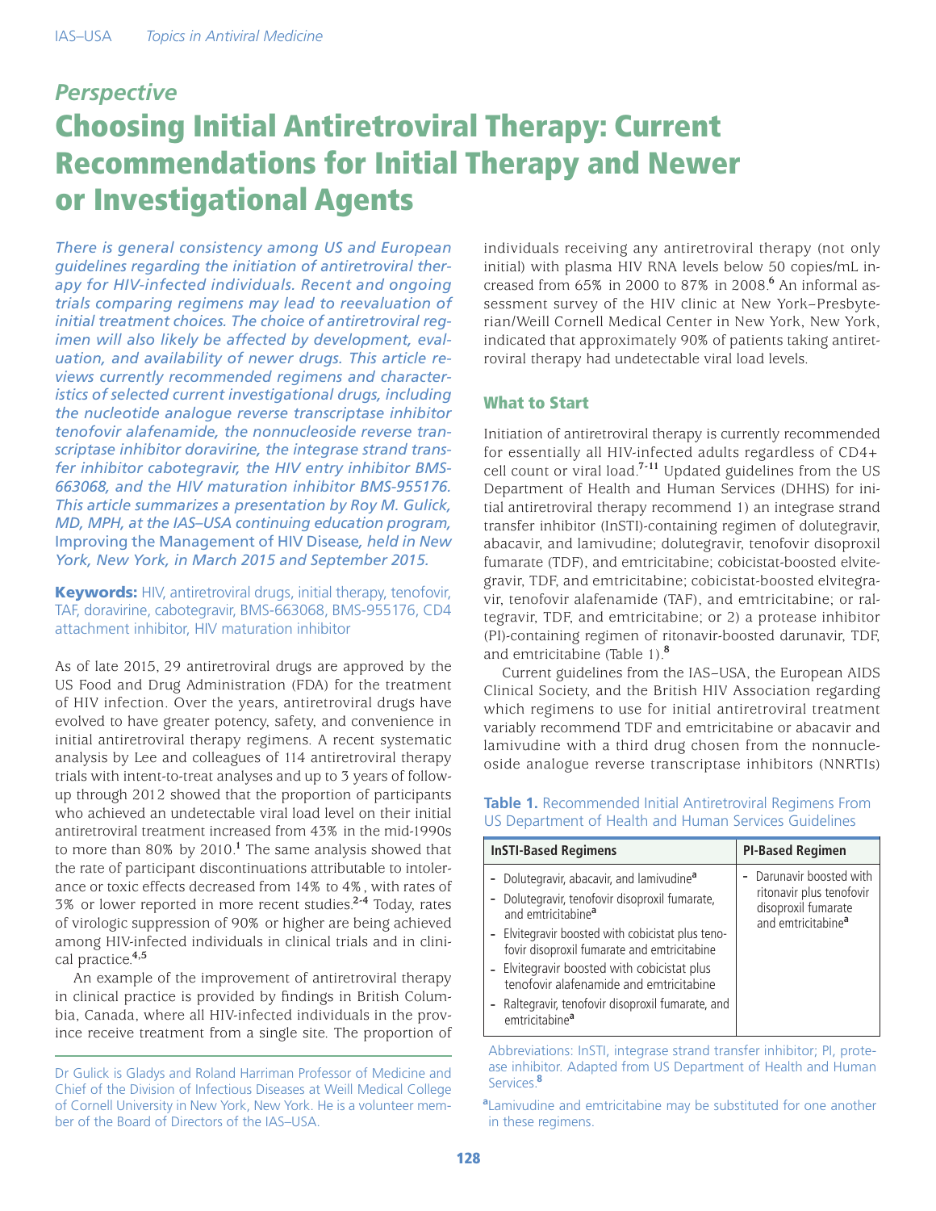*Perspective*

# Choosing Initial Antiretroviral Therapy: Current Recommendations for Initial Therapy and Newer or Investigational Agents

*There is general consistency among US and European guidelines regarding the initiation of antiretroviral therapy for HIV-infected individuals. Recent and ongoing trials comparing regimens may lead to reevaluation of initial treatment choices. The choice of antiretroviral regimen will also likely be affected by development, evaluation, and availability of newer drugs. This article reviews currently recommended regimens and characteristics of selected current investigational drugs, including the nucleotide analogue reverse transcriptase inhibitor tenofovir alafenamide, the nonnucleoside reverse transcriptase inhibitor doravirine, the integrase strand transfer inhibitor cabotegravir, the HIV entry inhibitor BMS-663068, and the HIV maturation inhibitor BMS-955176. This article summarizes a presentation by Roy M. Gulick, MD, MPH, at the IAS–USA continuing education program,* Improving the Management of HIV Disease*, held in New York, New York, in March 2015 and September 2015.*

**Keywords:** HIV, antiretroviral drugs, initial therapy, tenofovir, TAF, doravirine, cabotegravir, BMS-663068, BMS-955176, CD4 attachment inhibitor, HIV maturation inhibitor

As of late 2015, 29 antiretroviral drugs are approved by the US Food and Drug Administration (FDA) for the treatment of HIV infection. Over the years, antiretroviral drugs have evolved to have greater potency, safety, and convenience in initial antiretroviral therapy regimens. A recent systematic analysis by Lee and colleagues of 114 antiretroviral therapy trials with intent-to-treat analyses and up to 3 years of follow-up through 2012 showed that the proportion of participants who achieved an undetectable viral load level on their initial antiretroviral treatment increased from 43% in the mid-1990s to more than 80% by 2010.[1] The same analysis showed that the rate of participant discontinuations attributable to intolerance or toxic effects decreased from 14% to 4%, with rates of 3% or lower reported in more recent studies.[2-4] Today, rates of virologic suppression of 90% or higher are being achieved among HIV-infected individuals in clinical trials and in clinical practice.[4,5]

An example of the improvement of antiretroviral therapy in clinical practice is provided by findings in British Columbia, Canada, where all HIV-infected individuals in the province receive treatment from a single site. The proportion of individuals receiving any antiretroviral therapy (not only initial) with plasma HIV RNA levels below 50 copies/mL increased from 65% in 2000 to 87% in 2008.[6] An informal assessment survey of the HIV clinic at New York–Presbyterian/Weill Cornell Medical Center in New York, New York, indicated that approximately 90% of patients taking antiretroviral therapy had undetectable viral load levels.

## What to Start

Initiation of antiretroviral therapy is currently recommended for essentially all HIV-infected adults regardless of CD4+ cell count or viral load.[7-11] Updated guidelines from the US Department of Health and Human Services (DHHS) for initial antiretroviral therapy recommend 1) an integrase strand transfer inhibitor (InSTI)-containing regimen of dolutegravir, abacavir, and lamivudine; dolutegravir, tenofovir disoproxil fumarate (TDF), and emtricitabine; cobicistat-boosted elvitegravir, TDF, and emtricitabine; cobicistat-boosted elvitegravir, tenofovir alafenamide (TAF), and emtricitabine; or raltegravir, TDF, and emtricitabine; or 2) a protease inhibitor (PI)-containing regimen of ritonavir-boosted darunavir, TDF, and emtricitabine (Table 1).[8]

Current guidelines from the IAS–USA, the European AIDS Clinical Society, and the British HIV Association regarding which regimens to use for initial antiretroviral treatment variably recommend TDF and emtricitabine or abacavir and lamivudine with a third drug chosen from the nonnucleoside analogue reverse transcriptase inhibitors (NNRTIs)

**Table 1.** Recommended Initial Antiretroviral Regimens From US Department of Health and Human Services Guidelines

| InSTI-Based Regimens | PI-Based Regimen |
|---|---|
| - Dolutegravir, abacavir, and lamivudine[a]<br>- Dolutegravir, tenofovir disoproxil fumarate, and emtricitabine[a]<br>- Elvitegravir boosted with cobicistat plus tenofovir disoproxil fumarate and emtricitabine<br>- Elvitegravir boosted with cobicistat plus tenofovir alafenamide and emtricitabine<br>- Raltegravir, tenofovir disoproxil fumarate, and emtricitabine[a] | - Darunavir boosted with ritonavir plus tenofovir disoproxil fumarate and emtricitabine[a] |

Abbreviations: InSTI, integrase strand transfer inhibitor; PI, protease inhibitor. Adapted from US Department of Health and Human Services.[8]

[a]Lamivudine and emtricitabine may be substituted for one another in these regimens.

Dr Gulick is Gladys and Roland Harriman Professor of Medicine and Chief of the Division of Infectious Diseases at Weill Medical College of Cornell University in New York, New York. He is a volunteer member of the Board of Directors of the IAS–USA.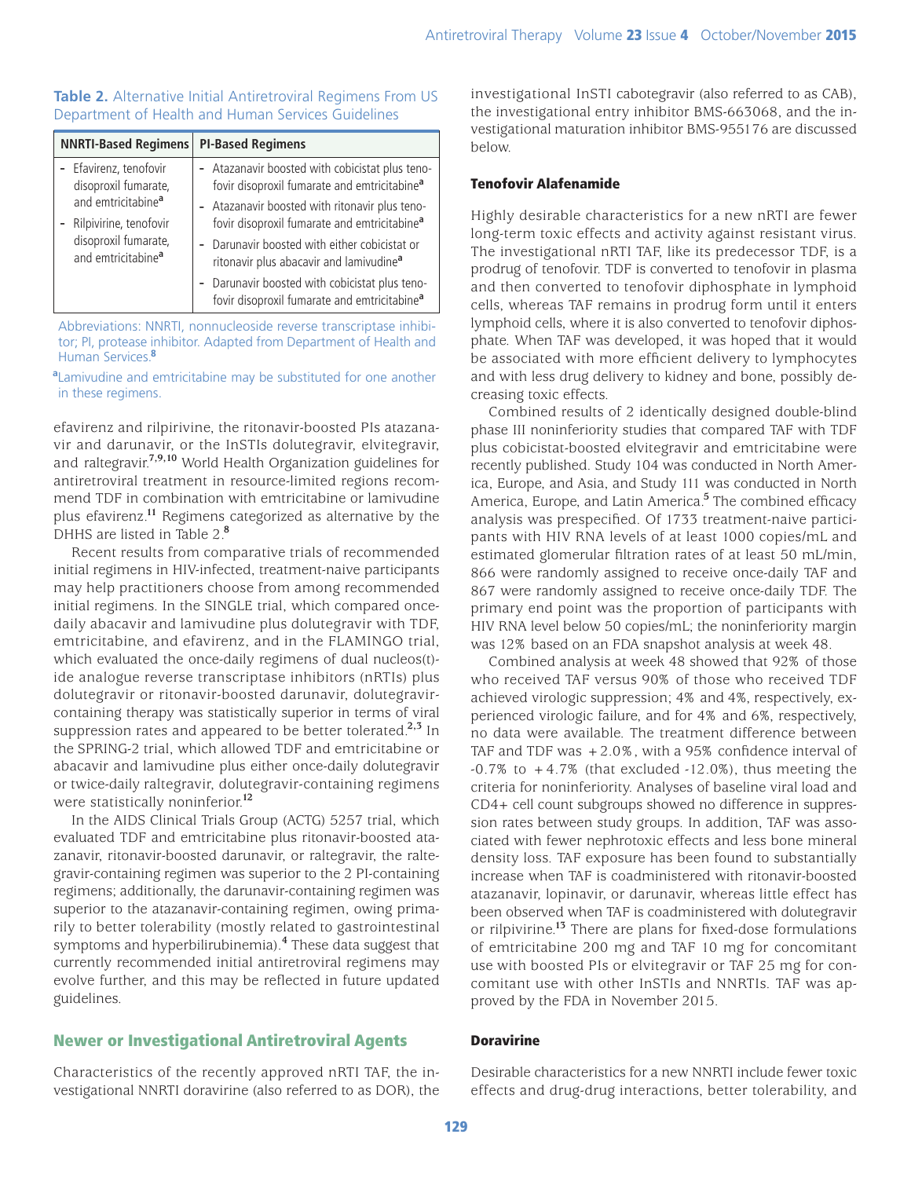**Table 2.** Alternative Initial Antiretroviral Regimens From US Department of Health and Human Services Guidelines

| NNRTI-Based Regimens | PI-Based Regimens |
|---|---|
| - Efavirenz, tenofovir disoproxil fumarate, and emtricitabine[a]<br>- Rilpivirine, tenofovir disoproxil fumarate, and emtricitabine[a] | - Atazanavir boosted with cobicistat plus tenofovir disoproxil fumarate and emtricitabine[a]<br>- Atazanavir boosted with ritonavir plus tenofovir disoproxil fumarate and emtricitabine[a]<br>- Darunavir boosted with either cobicistat or ritonavir plus abacavir and lamivudine[a]<br>- Darunavir boosted with cobicistat plus tenofovir disoproxil fumarate and emtricitabine[a] |

Abbreviations: NNRTI, nonnucleoside reverse transcriptase inhibitor; PI, protease inhibitor. Adapted from Department of Health and Human Services.[8]

[a]Lamivudine and emtricitabine may be substituted for one another in these regimens.

efavirenz and rilpirivine, the ritonavir-boosted PIs atazanavir and darunavir, or the InSTIs dolutegravir, elvitegravir, and raltegravir.[7,9,10] World Health Organization guidelines for antiretroviral treatment in resource-limited regions recommend TDF in combination with emtricitabine or lamivudine plus efavirenz.[11] Regimens categorized as alternative by the DHHS are listed in Table 2.[8]

Recent results from comparative trials of recommended initial regimens in HIV-infected, treatment-naive participants may help practitioners choose from among recommended initial regimens. In the SINGLE trial, which compared once-daily abacavir and lamivudine plus dolutegravir with TDF, emtricitabine, and efavirenz, and in the FLAMINGO trial, which evaluated the once-daily regimens of dual nucleos(t)ide analogue reverse transcriptase inhibitors (nRTIs) plus dolutegravir or ritonavir-boosted darunavir, dolutegravir-containing therapy was statistically superior in terms of viral suppression rates and appeared to be better tolerated.[2,3] In the SPRING-2 trial, which allowed TDF and emtricitabine or abacavir and lamivudine plus either once-daily dolutegravir or twice-daily raltegravir, dolutegravir-containing regimens were statistically noninferior.[12]

In the AIDS Clinical Trials Group (ACTG) 5257 trial, which evaluated TDF and emtricitabine plus ritonavir-boosted atazanavir, ritonavir-boosted darunavir, or raltegravir, the raltegravir-containing regimen was superior to the 2 PI-containing regimens; additionally, the darunavir-containing regimen was superior to the atazanavir-containing regimen, owing primarily to better tolerability (mostly related to gastrointestinal symptoms and hyperbilirubinemia).[4] These data suggest that currently recommended initial antiretroviral regimens may evolve further, and this may be reflected in future updated guidelines.

## Newer or Investigational Antiretroviral Agents

Characteristics of the recently approved nRTI TAF, the investigational NNRTI doravirine (also referred to as DOR), the investigational InSTI cabotegravir (also referred to as CAB), the investigational entry inhibitor BMS-663068, and the investigational maturation inhibitor BMS-955176 are discussed below.

### Tenofovir Alafenamide

Highly desirable characteristics for a new nRTI are fewer long-term toxic effects and activity against resistant virus. The investigational nRTI TAF, like its predecessor TDF, is a prodrug of tenofovir. TDF is converted to tenofovir in plasma and then converted to tenofovir diphosphate in lymphoid cells, whereas TAF remains in prodrug form until it enters lymphoid cells, where it is also converted to tenofovir diphosphate. When TAF was developed, it was hoped that it would be associated with more efficient delivery to lymphocytes and with less drug delivery to kidney and bone, possibly decreasing toxic effects.

Combined results of 2 identically designed double-blind phase III noninferiority studies that compared TAF with TDF plus cobicistat-boosted elvitegravir and emtricitabine were recently published. Study 104 was conducted in North America, Europe, and Asia, and Study 111 was conducted in North America, Europe, and Latin America.[5] The combined efficacy analysis was prespecified. Of 1733 treatment-naive participants with HIV RNA levels of at least 1000 copies/mL and estimated glomerular filtration rates of at least 50 mL/min, 866 were randomly assigned to receive once-daily TAF and 867 were randomly assigned to receive once-daily TDF. The primary end point was the proportion of participants with HIV RNA level below 50 copies/mL; the noninferiority margin was 12% based on an FDA snapshot analysis at week 48.

Combined analysis at week 48 showed that 92% of those who received TAF versus 90% of those who received TDF achieved virologic suppression; 4% and 4%, respectively, experienced virologic failure, and for 4% and 6%, respectively, no data were available. The treatment difference between TAF and TDF was +2.0%, with a 95% confidence interval of -0.7% to +4.7% (that excluded -12.0%), thus meeting the criteria for noninferiority. Analyses of baseline viral load and CD4+ cell count subgroups showed no difference in suppression rates between study groups. In addition, TAF was associated with fewer nephrotoxic effects and less bone mineral density loss. TAF exposure has been found to substantially increase when TAF is coadministered with ritonavir-boosted atazanavir, lopinavir, or darunavir, whereas little effect has been observed when TAF is coadministered with dolutegravir or rilpivirine.[13] There are plans for fixed-dose formulations of emtricitabine 200 mg and TAF 10 mg for concomitant use with boosted PIs or elvitegravir or TAF 25 mg for concomitant use with other InSTIs and NNRTIs. TAF was approved by the FDA in November 2015.

### Doravirine

Desirable characteristics for a new NNRTI include fewer toxic effects and drug-drug interactions, better tolerability, and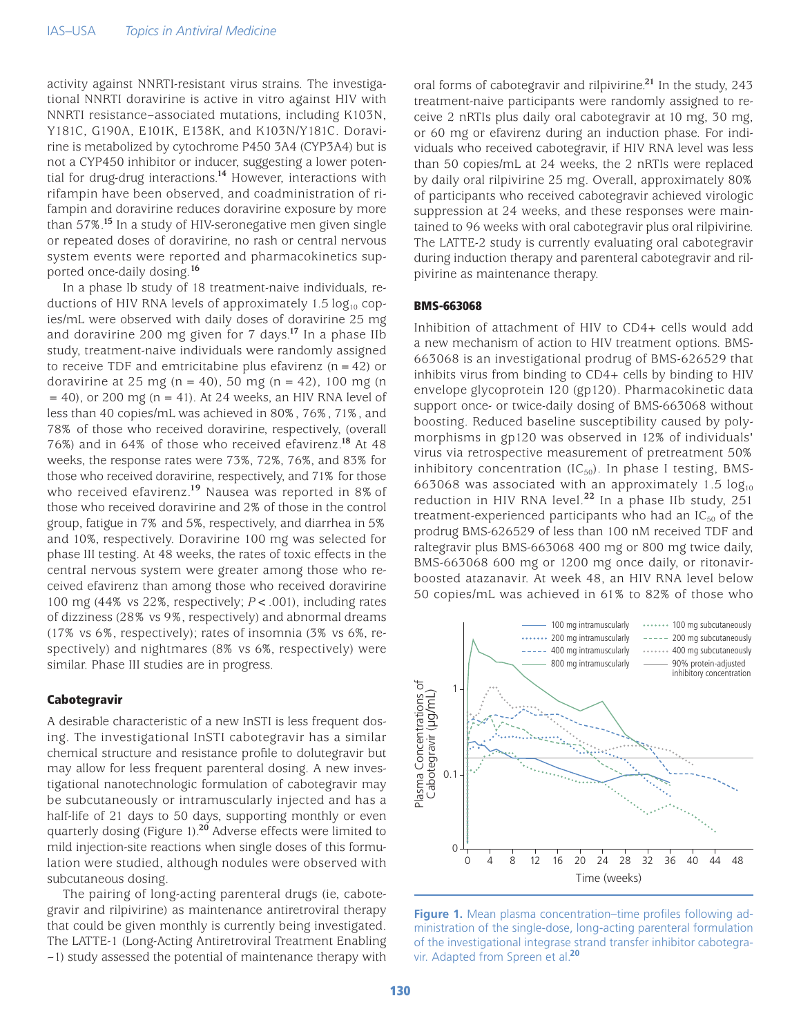activity against NNRTI-resistant virus strains. The investigational NNRTI doravirine is active in vitro against HIV with NNRTI resistance–associated mutations, including K103N, Y181C, G190A, E101K, E138K, and K103N/Y181C. Doravirine is metabolized by cytochrome P450 3A4 (CYP3A4) but is not a CYP450 inhibitor or inducer, suggesting a lower potential for drug-drug interactions.[14] However, interactions with rifampin have been observed, and coadministration of rifampin and doravirine reduces doravirine exposure by more than 57%.[15] In a study of HIV-seronegative men given single or repeated doses of doravirine, no rash or central nervous system events were reported and pharmacokinetics supported once-daily dosing.[16]

In a phase Ib study of 18 treatment-naive individuals, reductions of HIV RNA levels of approximately 1.5 $\log_{10}$ copies/mL were observed with daily doses of doravirine 25 mg and doravirine 200 mg given for 7 days.[17] In a phase IIb study, treatment-naive individuals were randomly assigned to receive TDF and emtricitabine plus efavirenz (n = 42) or doravirine at 25 mg (n = 40), 50 mg (n = 42), 100 mg (n = 40), or 200 mg (n = 41). At 24 weeks, an HIV RNA level of less than 40 copies/mL was achieved in 80%, 76%, 71%, and 78% of those who received doravirine, respectively, (overall 76%) and in 64% of those who received efavirenz.[18] At 48 weeks, the response rates were 73%, 72%, 76%, and 83% for those who received doravirine, respectively, and 71% for those who received efavirenz.[19] Nausea was reported in 8% of those who received doravirine and 2% of those in the control group, fatigue in 7% and 5%, respectively, and diarrhea in 5% and 10%, respectively. Doravirine 100 mg was selected for phase III testing. At 48 weeks, the rates of toxic effects in the central nervous system were greater among those who received efavirenz than among those who received doravirine 100 mg (44% vs 22%, respectively; $P < .001$), including rates of dizziness (28% vs 9%, respectively) and abnormal dreams (17% vs 6%, respectively); rates of insomnia (3% vs 6%, respectively) and nightmares (8% vs 6%, respectively) were similar. Phase III studies are in progress.

### Cabotegravir

A desirable characteristic of a new InSTI is less frequent dosing. The investigational InSTI cabotegravir has a similar chemical structure and resistance profile to dolutegravir but may allow for less frequent parenteral dosing. A new investigational nanotechnologic formulation of cabotegravir may be subcutaneously or intramuscularly injected and has a half-life of 21 days to 50 days, supporting monthly or even quarterly dosing (Figure 1).[20] Adverse effects were limited to mild injection-site reactions when single doses of this formulation were studied, although nodules were observed with subcutaneous dosing.

The pairing of long-acting parenteral drugs (ie, cabotegravir and rilpivirine) as maintenance antiretroviral therapy that could be given monthly is currently being investigated. The LATTE-1 (Long-Acting Antiretroviral Treatment Enabling –1) study assessed the potential of maintenance therapy with oral forms of cabotegravir and rilpivirine.[21] In the study, 243 treatment-naive participants were randomly assigned to receive 2 nRTIs plus daily oral cabotegravir at 10 mg, 30 mg, or 60 mg or efavirenz during an induction phase. For individuals who received cabotegravir, if HIV RNA level was less than 50 copies/mL at 24 weeks, the 2 nRTIs were replaced by daily oral rilpivirine 25 mg. Overall, approximately 80% of participants who received cabotegravir achieved virologic suppression at 24 weeks, and these responses were maintained to 96 weeks with oral cabotegravir plus oral rilpivirine. The LATTE-2 study is currently evaluating oral cabotegravir during induction therapy and parenteral cabotegravir and rilpivirine as maintenance therapy.

### BMS-663068

Inhibition of attachment of HIV to CD4+ cells would add a new mechanism of action to HIV treatment options. BMS-663068 is an investigational prodrug of BMS-626529 that inhibits virus from binding to CD4+ cells by binding to HIV envelope glycoprotein 120 (gp120). Pharmacokinetic data support once- or twice-daily dosing of BMS-663068 without boosting. Reduced baseline susceptibility caused by polymorphisms in gp120 was observed in 12% of individuals' virus via retrospective measurement of pretreatment 50% inhibitory concentration ($IC_{50}$). In phase I testing, BMS-663068 was associated with an approximately 1.5 $\log_{10}$ reduction in HIV RNA level.[22] In a phase IIb study, 251 treatment-experienced participants who had an $IC_{50}$ of the prodrug BMS-626529 of less than 100 nM received TDF and raltegravir plus BMS-663068 400 mg or 800 mg twice daily, BMS-663068 600 mg or 1200 mg once daily, or ritonavir-boosted atazanavir. At week 48, an HIV RNA level below 50 copies/mL was achieved in 61% to 82% of those who

**Figure 1.** Mean plasma concentration–time profiles following administration of the single-dose, long-acting parenteral formulation of the investigational integrase strand transfer inhibitor cabotegravir. Adapted from Spreen et al.[20]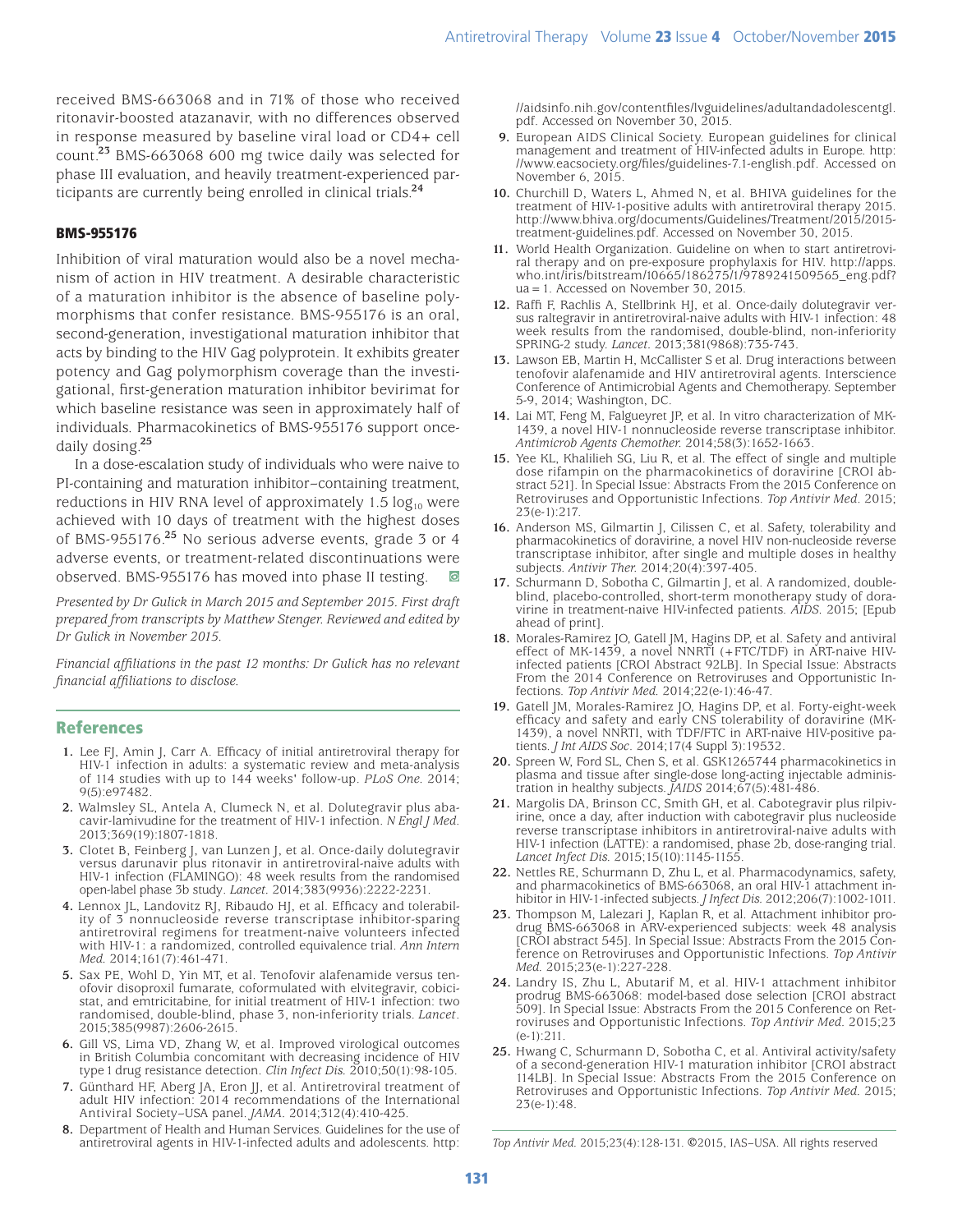received BMS-663068 and in 71% of those who received ritonavir-boosted atazanavir, with no differences observed in response measured by baseline viral load or CD4+ cell count.[23] BMS-663068 600 mg twice daily was selected for phase III evaluation, and heavily treatment-experienced participants are currently being enrolled in clinical trials.[24]

### BMS-955176

Inhibition of viral maturation would also be a novel mechanism of action in HIV treatment. A desirable characteristic of a maturation inhibitor is the absence of baseline polymorphisms that confer resistance. BMS-955176 is an oral, second-generation, investigational maturation inhibitor that acts by binding to the HIV Gag polyprotein. It exhibits greater potency and Gag polymorphism coverage than the investigational, first-generation maturation inhibitor bevirimat for which baseline resistance was seen in approximately half of individuals. Pharmacokinetics of BMS-955176 support once-daily dosing.[25]

In a dose-escalation study of individuals who were naive to PI-containing and maturation inhibitor–containing treatment, reductions in HIV RNA level of approximately 1.5 $\log_{10}$ were achieved with 10 days of treatment with the highest doses of BMS-955176.[25] No serious adverse events, grade 3 or 4 adverse events, or treatment-related discontinuations were observed. BMS-955176 has moved into phase II testing.

*Presented by Dr Gulick in March 2015 and September 2015. First draft prepared from transcripts by Matthew Stenger. Reviewed and edited by Dr Gulick in November 2015.*

*Financial affiliations in the past 12 months: Dr Gulick has no relevant financial affiliations to disclose.*

## References

1. Lee FJ, Amin J, Carr A. Efficacy of initial antiretroviral therapy for HIV-1 infection in adults: a systematic review and meta-analysis of 114 studies with up to 144 weeks' follow-up. *PLoS One*. 2014; 9(5):e97482.
2. Walmsley SL, Antela A, Clumeck N, et al. Dolutegravir plus abacavir-lamivudine for the treatment of HIV-1 infection. *N Engl J Med*. 2013;369(19):1807-1818.
3. Clotet B, Feinberg J, van Lunzen J, et al. Once-daily dolutegravir versus darunavir plus ritonavir in antiretroviral-naive adults with HIV-1 infection (FLAMINGO): 48 week results from the randomised open-label phase 3b study. *Lancet*. 2014;383(9936):2222-2231.
4. Lennox JL, Landovitz RJ, Ribaudo HJ, et al. Efficacy and tolerability of 3 nonnucleoside reverse transcriptase inhibitor-sparing antiretroviral regimens for treatment-naive volunteers infected with HIV-1: a randomized, controlled equivalence trial. *Ann Intern Med*. 2014;161(7):461-471.
5. Sax PE, Wohl D, Yin MT, et al. Tenofovir alafenamide versus tenofovir disoproxil fumarate, coformulated with elvitegravir, cobicistat, and emtricitabine, for initial treatment of HIV-1 infection: two randomised, double-blind, phase 3, non-inferiority trials. *Lancet*. 2015;385(9987):2606-2615.
6. Gill VS, Lima VD, Zhang W, et al. Improved virological outcomes in British Columbia concomitant with decreasing incidence of HIV type 1 drug resistance detection. *Clin Infect Dis*. 2010;50(1):98-105.
7. Günthard HF, Aberg JA, Eron JJ, et al. Antiretroviral treatment of adult HIV infection: 2014 recommendations of the International Antiviral Society–USA panel. *JAMA*. 2014;312(4):410-425.
8. Department of Health and Human Services. Guidelines for the use of antiretroviral agents in HIV-1-infected adults and adolescents. http://aidsinfo.nih.gov/contentfiles/lvguidelines/adultandadolescentgl.pdf. Accessed on November 30, 2015.
9. European AIDS Clinical Society. European guidelines for clinical management and treatment of HIV-infected adults in Europe. http://www.eacsociety.org/files/guidelines-7.1-english.pdf. Accessed on November 6, 2015.
10. Churchill D, Waters L, Ahmed N, et al. BHIVA guidelines for the treatment of HIV-1-positive adults with antiretroviral therapy 2015. http://www.bhiva.org/documents/Guidelines/Treatment/2015/2015-treatment-guidelines.pdf. Accessed on November 30, 2015.
11. World Health Organization. Guideline on when to start antiretroviral therapy and on pre-exposure prophylaxis for HIV. http://apps.who.int/iris/bitstream/10665/186275/1/9789241509565_eng.pdf?ua=1. Accessed on November 30, 2015.
12. Raffi F, Rachlis A, Stellbrink HJ, et al. Once-daily dolutegravir versus raltegravir in antiretroviral-naive adults with HIV-1 infection: 48 week results from the randomised, double-blind, non-inferiority SPRING-2 study. *Lancet*. 2013;381(9868):735-743.
13. Lawson EB, Martin H, McCallister S et al. Drug interactions between tenofovir alafenamide and HIV antiretroviral agents. Interscience Conference of Antimicrobial Agents and Chemotherapy. September 5-9, 2014; Washington, DC.
14. Lai MT, Feng M, Falgueyret JP, et al. In vitro characterization of MK-1439, a novel HIV-1 nonnucleoside reverse transcriptase inhibitor. *Antimicrob Agents Chemother*. 2014;58(3):1652-1663.
15. Yee KL, Khalilieh SG, Liu R, et al. The effect of single and multiple dose rifampin on the pharmacokinetics of doravirine [CROI abstract 521]. In Special Issue: Abstracts From the 2015 Conference on Retroviruses and Opportunistic Infections. *Top Antivir Med*. 2015; 23(e-1):217.
16. Anderson MS, Gilmartin J, Cilissen C, et al. Safety, tolerability and pharmacokinetics of doravirine, a novel HIV non-nucleoside reverse transcriptase inhibitor, after single and multiple doses in healthy subjects. *Antivir Ther*. 2014;20(4):397-405.
17. Schurmann D, Sobotha C, Gilmartin J, et al. A randomized, double-blind, placebo-controlled, short-term monotherapy study of doravirine in treatment-naive HIV-infected patients. *AIDS*. 2015; [Epub ahead of print].
18. Morales-Ramirez JO, Gatell JM, Hagins DP, et al. Safety and antiviral effect of MK-1439, a novel NNRTI (+FTC/TDF) in ART-naive HIV-infected patients [CROI Abstract 92LB]. In Special Issue: Abstracts From the 2014 Conference on Retroviruses and Opportunistic Infections. *Top Antivir Med*. 2014;22(e-1):46-47.
19. Gatell JM, Morales-Ramirez JO, Hagins DP, et al. Forty-eight-week efficacy and safety and early CNS tolerability of doravirine (MK-1439), a novel NNRTI, with TDF/FTC in ART-naive HIV-positive patients. *J Int AIDS Soc*. 2014;17(4 Suppl 3):19532.
20. Spreen W, Ford SL, Chen S, et al. GSK1265744 pharmacokinetics in plasma and tissue after single-dose long-acting injectable administration in healthy subjects. *JAIDS* 2014;67(5):481-486.
21. Margolis DA, Brinson CC, Smith GH, et al. Cabotegravir plus rilpivirine, once a day, after induction with cabotegravir plus nucleoside reverse transcriptase inhibitors in antiretroviral-naive adults with HIV-1 infection (LATTE): a randomised, phase 2b, dose-ranging trial. *Lancet Infect Dis*. 2015;15(10):1145-1155.
22. Nettles RE, Schurmann D, Zhu L, et al. Pharmacodynamics, safety, and pharmacokinetics of BMS-663068, an oral HIV-1 attachment inhibitor in HIV-1-infected subjects. *J Infect Dis*. 2012;206(7):1002-1011.
23. Thompson M, Lalezari J, Kaplan R, et al. Attachment inhibitor prodrug BMS-663068 in ARV-experienced subjects: week 48 analysis [CROI abstract 545]. In Special Issue: Abstracts From the 2015 Conference on Retroviruses and Opportunistic Infections. *Top Antivir Med*. 2015;23(e-1):227-228.
24. Landry IS, Zhu L, Abutarif M, et al. HIV-1 attachment inhibitor prodrug BMS-663068: model-based dose selection [CROI abstract 509]. In Special Issue: Abstracts From the 2015 Conference on Retroviruses and Opportunistic Infections. *Top Antivir Med*. 2015;23 (e-1):211.
25. Hwang C, Schurmann D, Sobotha C, et al. Antiviral activity/safety of a second-generation HIV-1 maturation inhibitor [CROI abstract 114LB]. In Special Issue: Abstracts From the 2015 Conference on Retroviruses and Opportunistic Infections. *Top Antivir Med*. 2015; 23(e-1):48.

*Top Antivir Med*. 2015;23(4):128-131. ©2015, IAS–USA. All rights reserved